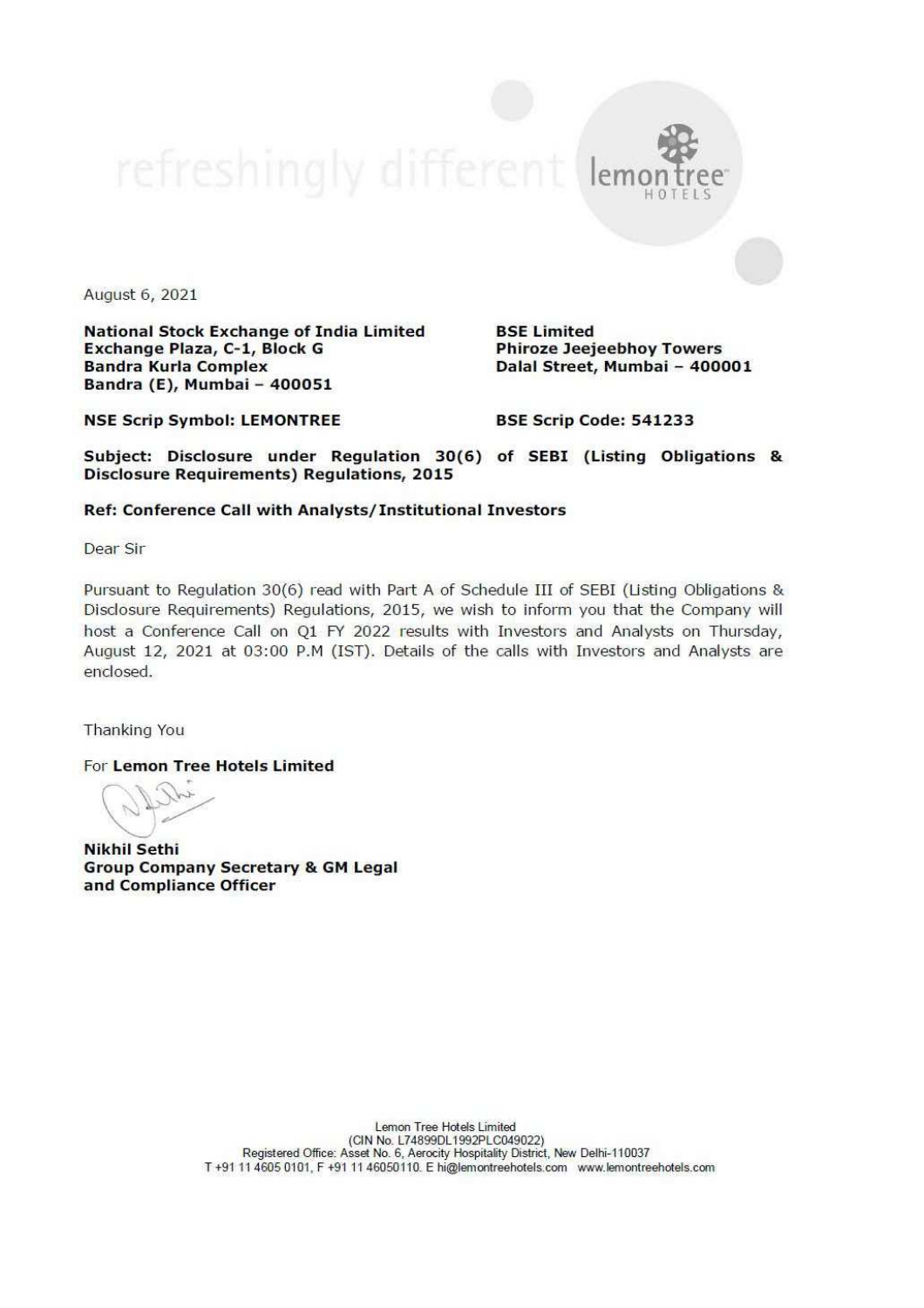refreshingly different

lemon tree HOTELS

August 6, 2021

**National Stock Exchange of India Limited**
**Exchange Plaza, C-1, Block G**
**Bandra Kurla Complex**
**Bandra (E), Mumbai – 400051**

**BSE Limited**
**Phiroze Jeejeebhoy Towers**
**Dalal Street, Mumbai – 400001**

**NSE Scrip Symbol: LEMONTREE**

**BSE Scrip Code: 541233**

**Subject: Disclosure under Regulation 30(6) of SEBI (Listing Obligations & Disclosure Requirements) Regulations, 2015**

**Ref: Conference Call with Analysts/Institutional Investors**

Dear Sir

Pursuant to Regulation 30(6) read with Part A of Schedule III of SEBI (Listing Obligations & Disclosure Requirements) Regulations, 2015, we wish to inform you that the Company will host a Conference Call on Q1 FY 2022 results with Investors and Analysts on Thursday, August 12, 2021 at 03:00 P.M (IST). Details of the calls with Investors and Analysts are enclosed.

Thanking You

For **Lemon Tree Hotels Limited**

**Nikhil Sethi**
**Group Company Secretary & GM Legal and Compliance Officer**

Lemon Tree Hotels Limited
(CIN No. L74899DL1992PLC049022)
Registered Office: Asset No. 6, Aerocity Hospitality District, New Delhi-110037
T +91 11 4605 0101, F +91 11 46050110. E hi@lemontreehotels.com www.lemontreehotels.com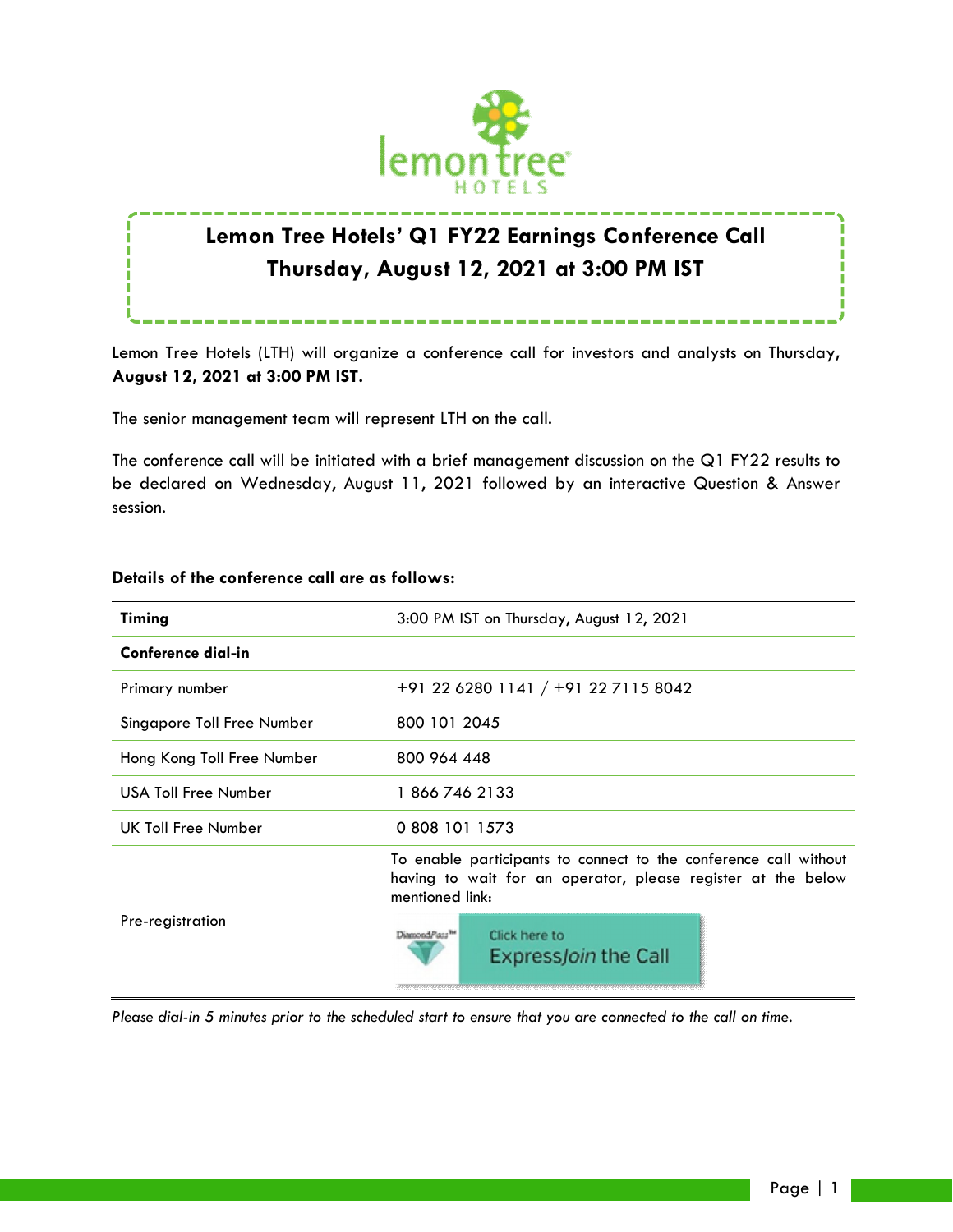# Lemon Tree Hotels' Q1 FY22 Earnings Conference Call
## Thursday, August 12, 2021 at 3:00 PM IST

Lemon Tree Hotels (LTH) will organize a conference call for investors and analysts on Thursday, **August 12, 2021 at 3:00 PM IST.**

The senior management team will represent LTH on the call.

The conference call will be initiated with a brief management discussion on the Q1 FY22 results to be declared on Wednesday, August 11, 2021 followed by an interactive Question & Answer session.

**Details of the conference call are as follows:**

| **Timing** | 3:00 PM IST on Thursday, August 12, 2021 |
|---|---|
| **Conference dial-in** | |
| Primary number | +91 22 6280 1141 / +91 22 7115 8042 |
| Singapore Toll Free Number | 800 101 2045 |
| Hong Kong Toll Free Number | 800 964 448 |
| USA Toll Free Number | 1 866 746 2133 |
| UK Toll Free Number | 0 808 101 1573 |
| Pre-registration | To enable participants to connect to the conference call without having to wait for an operator, please register at the below mentioned link: DiamondPass™ Click here to Express*Join* the Call |

*Please dial-in 5 minutes prior to the scheduled start to ensure that you are connected to the call on time.*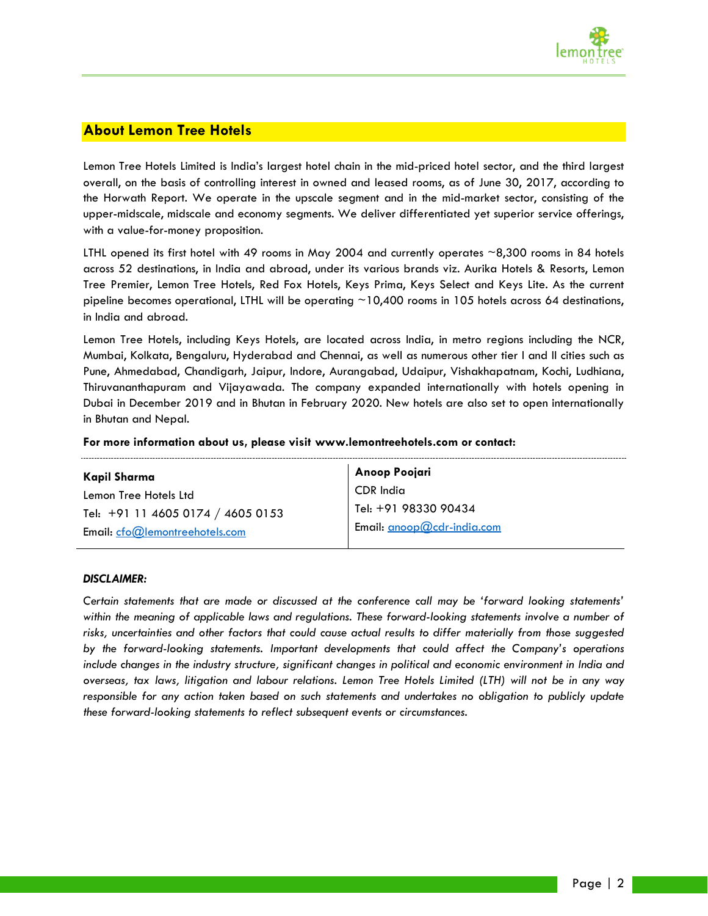## About Lemon Tree Hotels

Lemon Tree Hotels Limited is India's largest hotel chain in the mid-priced hotel sector, and the third largest overall, on the basis of controlling interest in owned and leased rooms, as of June 30, 2017, according to the Horwath Report. We operate in the upscale segment and in the mid-market sector, consisting of the upper-midscale, midscale and economy segments. We deliver differentiated yet superior service offerings, with a value-for-money proposition.

LTHL opened its first hotel with 49 rooms in May 2004 and currently operates ~8,300 rooms in 84 hotels across 52 destinations, in India and abroad, under its various brands viz. Aurika Hotels & Resorts, Lemon Tree Premier, Lemon Tree Hotels, Red Fox Hotels, Keys Prima, Keys Select and Keys Lite. As the current pipeline becomes operational, LTHL will be operating ~10,400 rooms in 105 hotels across 64 destinations, in India and abroad.

Lemon Tree Hotels, including Keys Hotels, are located across India, in metro regions including the NCR, Mumbai, Kolkata, Bengaluru, Hyderabad and Chennai, as well as numerous other tier I and II cities such as Pune, Ahmedabad, Chandigarh, Jaipur, Indore, Aurangabad, Udaipur, Vishakhapatnam, Kochi, Ludhiana, Thiruvananthapuram and Vijayawada. The company expanded internationally with hotels opening in Dubai in December 2019 and in Bhutan in February 2020. New hotels are also set to open internationally in Bhutan and Nepal.

**For more information about us, please visit www.lemontreehotels.com or contact:**

| | |
|---|---|
| **Kapil Sharma**<br>Lemon Tree Hotels Ltd<br>Tel: +91 11 4605 0174 / 4605 0153<br>Email: cfo@lemontreehotels.com | **Anoop Poojari**<br>CDR India<br>Tel: +91 98330 90434<br>Email: anoop@cdr-india.com |

***DISCLAIMER:***

*Certain statements that are made or discussed at the conference call may be 'forward looking statements' within the meaning of applicable laws and regulations. These forward-looking statements involve a number of risks, uncertainties and other factors that could cause actual results to differ materially from those suggested by the forward-looking statements. Important developments that could affect the Company's operations include changes in the industry structure, significant changes in political and economic environment in India and overseas, tax laws, litigation and labour relations. Lemon Tree Hotels Limited (LTH) will not be in any way responsible for any action taken based on such statements and undertakes no obligation to publicly update these forward-looking statements to reflect subsequent events or circumstances.*